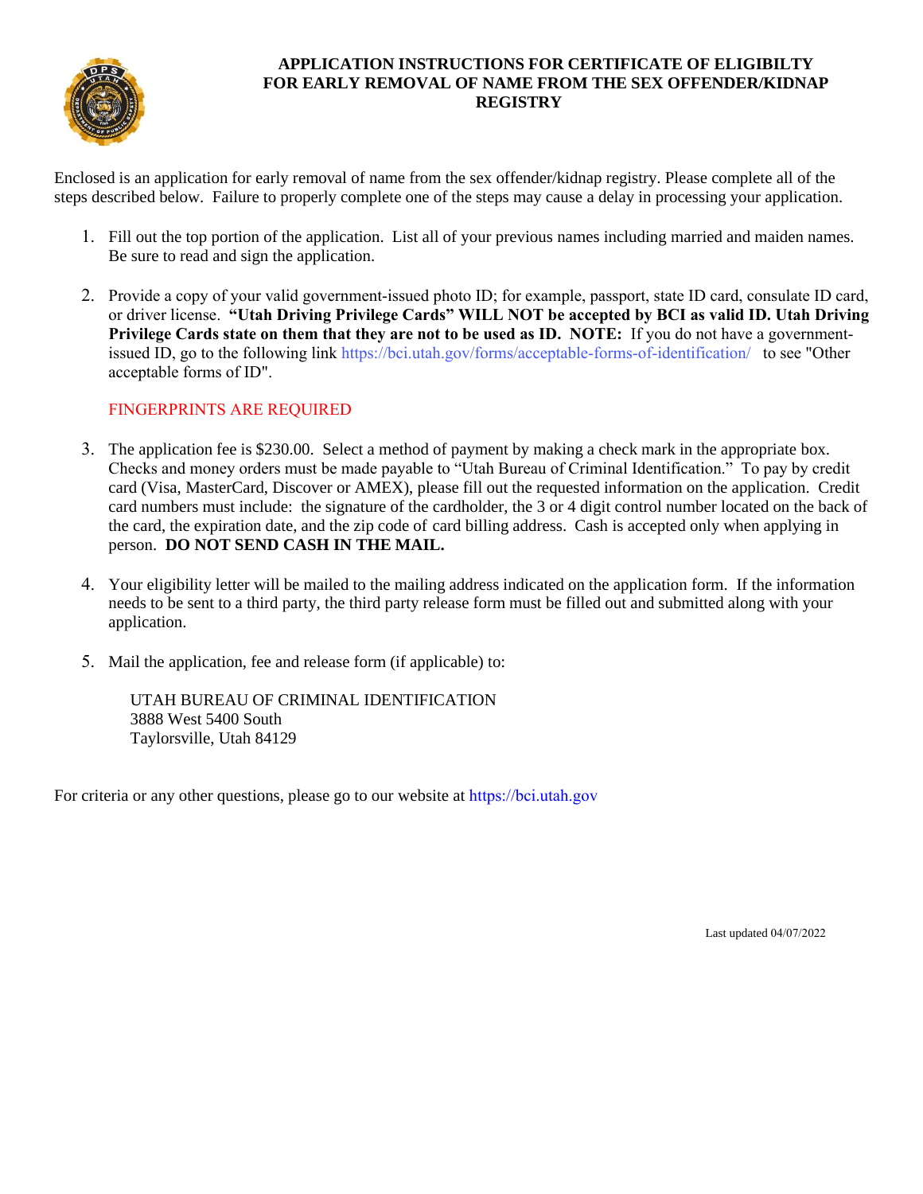# APPLICATION INSTRUCTIONS FOR CERTIFICATE OF ELIGIBILTY FOR EARLY REMOVAL OF NAME FROM THE SEX OFFENDER/KIDNAP REGISTRY

Enclosed is an application for early removal of name from the sex offender/kidnap registry. Please complete all of the steps described below. Failure to properly complete one of the steps may cause a delay in processing your application.

1. Fill out the top portion of the application. List all of your previous names including married and maiden names. Be sure to read and sign the application.

2. Provide a copy of your valid government-issued photo ID; for example, passport, state ID card, consulate ID card, or driver license. **"Utah Driving Privilege Cards" WILL NOT be accepted by BCI as valid ID. Utah Driving Privilege Cards state on them that they are not to be used as ID. NOTE:** If you do not have a government-issued ID, go to the following link https://bci.utah.gov/forms/acceptable-forms-of-identification/ to see "Other acceptable forms of ID".

   FINGERPRINTS ARE REQUIRED

3. The application fee is $230.00. Select a method of payment by making a check mark in the appropriate box. Checks and money orders must be made payable to "Utah Bureau of Criminal Identification." To pay by credit card (Visa, MasterCard, Discover or AMEX), please fill out the requested information on the application. Credit card numbers must include: the signature of the cardholder, the 3 or 4 digit control number located on the back of the card, the expiration date, and the zip code of card billing address. Cash is accepted only when applying in person. **DO NOT SEND CASH IN THE MAIL.**

4. Your eligibility letter will be mailed to the mailing address indicated on the application form. If the information needs to be sent to a third party, the third party release form must be filled out and submitted along with your application.

5. Mail the application, fee and release form (if applicable) to:

   UTAH BUREAU OF CRIMINAL IDENTIFICATION
   3888 West 5400 South
   Taylorsville, Utah 84129

For criteria or any other questions, please go to our website at https://bci.utah.gov

Last updated 04/07/2022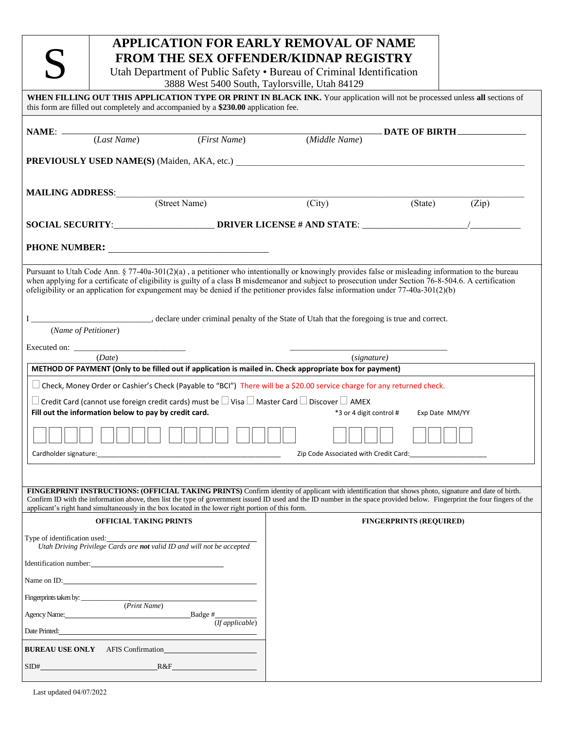# S

## APPLICATION FOR EARLY REMOVAL OF NAME FROM THE SEX OFFENDER/KIDNAP REGISTRY

Utah Department of Public Safety • Bureau of Criminal Identification
3888 West 5400 South, Taylorsville, Utah 84129

**WHEN FILLING OUT THIS APPLICATION TYPE OR PRINT IN BLACK INK.** Your application will not be processed unless **all** sections of this form are filled out completely and accompanied by a **$230.00** application fee.

**NAME**: ______________________________________________ **DATE OF BIRTH** ______________
(*Last Name*) (*First Name*) (*Middle Name*)

**PREVIOUSLY USED NAME(S)** (Maiden, AKA, etc.) ______________________________________________

**MAILING ADDRESS**: ______________________________________________
(Street Name) (City) (State) (Zip)

**SOCIAL SECURITY**:_____________________ **DRIVER LICENSE # AND STATE**: ______________________/___________

**PHONE NUMBER:** __________________________________

Pursuant to Utah Code Ann. § 77-40a-301(2)(a) , a petitioner who intentionally or knowingly provides false or misleading information to the bureau when applying for a certificate of eligibility is guilty of a class B misdemeanor and subject to prosecution under Section 76-8-504.6. A certification ofeligibility or an application for expungement may be denied if the petitioner provides false information under 77-40a-301(2)(b)

I ____________________________, declare under criminal penalty of the State of Utah that the foregoing is true and correct.
(*Name of Petitioner*)

Executed on: __________________________ ____________________________________
(*Date*) (*signature*)

**METHOD OF PAYMENT (Only to be filled out if application is mailed in. Check appropriate box for payment)**

☐ Check, Money Order or Cashier's Check (Payable to "BCI") There will be a $20.00 service charge for any returned check.

☐ Credit Card (cannot use foreign credit cards) must be ☐ Visa ☐ Master Card ☐ Discover ☐ AMEX

**Fill out the information below to pay by credit card.** *3 or 4 digit control # Exp Date MM/YY

Cardholder signature:_______________________________________ Zip Code Associated with Credit Card:____________________

**FINGERPRINT INSTRUCTIONS: (OFFICIAL TAKING PRINTS)** Confirm identity of applicant with identification that shows photo, signature and date of birth. Confirm ID with the information above, then list the type of government issued ID used and the ID number in the space provided below. Fingerprint the four fingers of the applicant's right hand simultaneously in the box located in the lower right portion of this form.

**OFFICIAL TAKING PRINTS**

Type of identification used:______________________________
*Utah Driving Privilege Cards are **not** valid ID and will not be accepted*

Identification number:______________________________

Name on ID:______________________________

Fingerprints taken by: ______________________________
(*Print Name*)

Agency Name:______________________________ Badge #__________
(*If applicable*)

Date Printed:______________________________

**BUREAU USE ONLY** AFIS Confirmation______________________

SID#______________________ R&F______________________

**FINGERPRINTS (REQUIRED)**

Last updated 04/07/2022